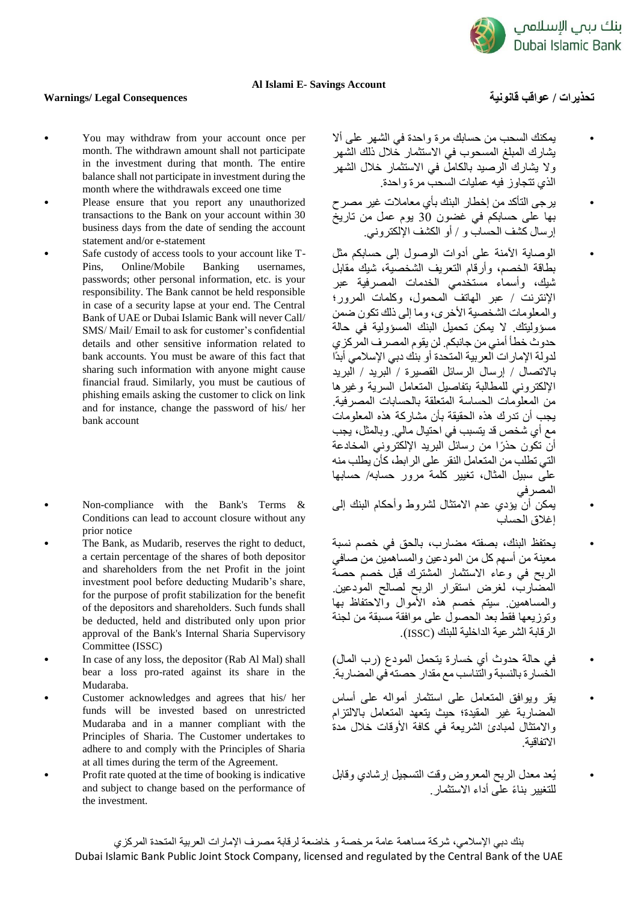## Al Islami E- Savings Account

### Warnings/ Legal Consequences

- You may withdraw from your account once per month. The withdrawn amount shall not participate in the investment during that month. The entire balance shall not participate in investment during the month where the withdrawals exceed one time
- Please ensure that you report any unauthorized transactions to the Bank on your account within 30 business days from the date of sending the account statement and/or e-statement
- Safe custody of access tools to your account like T-Pins, Online/Mobile Banking usernames, passwords; other personal information, etc. is your responsibility. The Bank cannot be held responsible in case of a security lapse at your end. The Central Bank of UAE or Dubai Islamic Bank will never Call/ SMS/ Mail/ Email to ask for customer's confidential details and other sensitive information related to bank accounts. You must be aware of this fact that sharing such information with anyone might cause financial fraud. Similarly, you must be cautious of phishing emails asking the customer to click on link and for instance, change the password of his/ her bank account
- Non-compliance with the Bank's Terms & Conditions can lead to account closure without any prior notice
- The Bank, as Mudarib, reserves the right to deduct, a certain percentage of the shares of both depositor and shareholders from the net Profit in the joint investment pool before deducting Mudarib's share, for the purpose of profit stabilization for the benefit of the depositors and shareholders. Such funds shall be deducted, held and distributed only upon prior approval of the Bank's Internal Sharia Supervisory Committee (ISSC)
- In case of any loss, the depositor (Rab Al Mal) shall bear a loss pro-rated against its share in the Mudaraba.
- Customer acknowledges and agrees that his/ her funds will be invested based on unrestricted Mudaraba and in a manner compliant with the Principles of Sharia. The Customer undertakes to adhere to and comply with the Principles of Sharia at all times during the term of the Agreement.
- Profit rate quoted at the time of booking is indicative and subject to change based on the performance of the investment.

### تحذيرات / عواقب قانونية

- يمكنك السحب من حسابك مرة واحدة في الشهر على ألا يشارك المبلغ المسحوب في الاستثمار خلال ذلك الشهر ولا يشارك الرصيد بالكامل في الاستثمار خلال الشهر الذي تتجاوز فيه عمليات السحب مرة واحدة.
- يرجى التأكد من إخطار البنك بأي معاملات غير مصرح بها على حسابكم في غضون 30 يوم عمل من تاريخ إرسال كشف الحساب و / أو الكشف الإلكتروني.
- الوصاية الآمنة على أدوات الوصول إلى حسابكم مثل بطاقة الخصم، وأرقام التعريف الشخصية، شيك مقابل شيك، وأسماء مستخدمي الخدمات المصرفية عبر الإنترنت / عبر الهاتف المحمول، وكلمات المرور؛ والمعلومات الشخصية الأخرى، وما إلى ذلك تكون ضمن مسؤوليتك. لا يمكن تحميل البنك المسؤولية في حالة حدوث خطأ أمني من جانبكم. لن يقوم المصرف المركزي لدولة الإمارات العربية المتحدة أو بنك دبي الإسلامي أبدًا بالاتصال / إرسال الرسائل القصيرة / البريد / البريد الإلكتروني للمطالبة بتفاصيل المتعامل السرية وغيرها من المعلومات الحساسة المتعلقة بالحسابات المصرفية. يجب أن تدرك هذه الحقيقة بأن مشاركة هذه المعلومات مع أي شخص قد يتسبب في احتيال مالي. وبالمثل، يجب أن تكون حذرًا من رسائل البريد الإلكتروني المخادعة التي تطلب من المتعامل النقر على الرابط، كأن يطلب منه على سبيل المثال، تغيير كلمة مرور حسابه/ حسابها المصرفي
- يمكن أن يؤدي عدم الامتثال لشروط وأحكام البنك إلى إغلاق الحساب
- يحتفظ البنك، بصفته مضارب، بالحق في خصم نسبة معينة من أسهم كل من المودعين والمساهمين من صافي الربح في وعاء الاستثمار المشترك قبل خصم حصة المضارب، لغرض استقرار الربح لصالح المودعين والمساهمين. سيتم خصم هذه الأموال والاحتفاظ بها وتوزيعها فقط بعد الحصول على موافقة مسبقة من لجنة الرقابة الشرعية الداخلية للبنك (ISSC).
- في حالة حدوث أي خسارة يتحمل المودع (رب المال) الخسارة بالنسبة والتناسب مع مقدار حصته في المضاربة.
- يقر ويوافق المتعامل على استثمار أمواله على أساس المضاربة غير المقيدة؛ حيث يتعهد المتعامل بالالتزام والامتثال لمبادئ الشريعة في كافة الأوقات خلال مدة الاتفاقية.
- يُعد معدل الربح المعروض وقت التسجيل إرشادي وقابل للتغيير بناءً على أداء الاستثمار.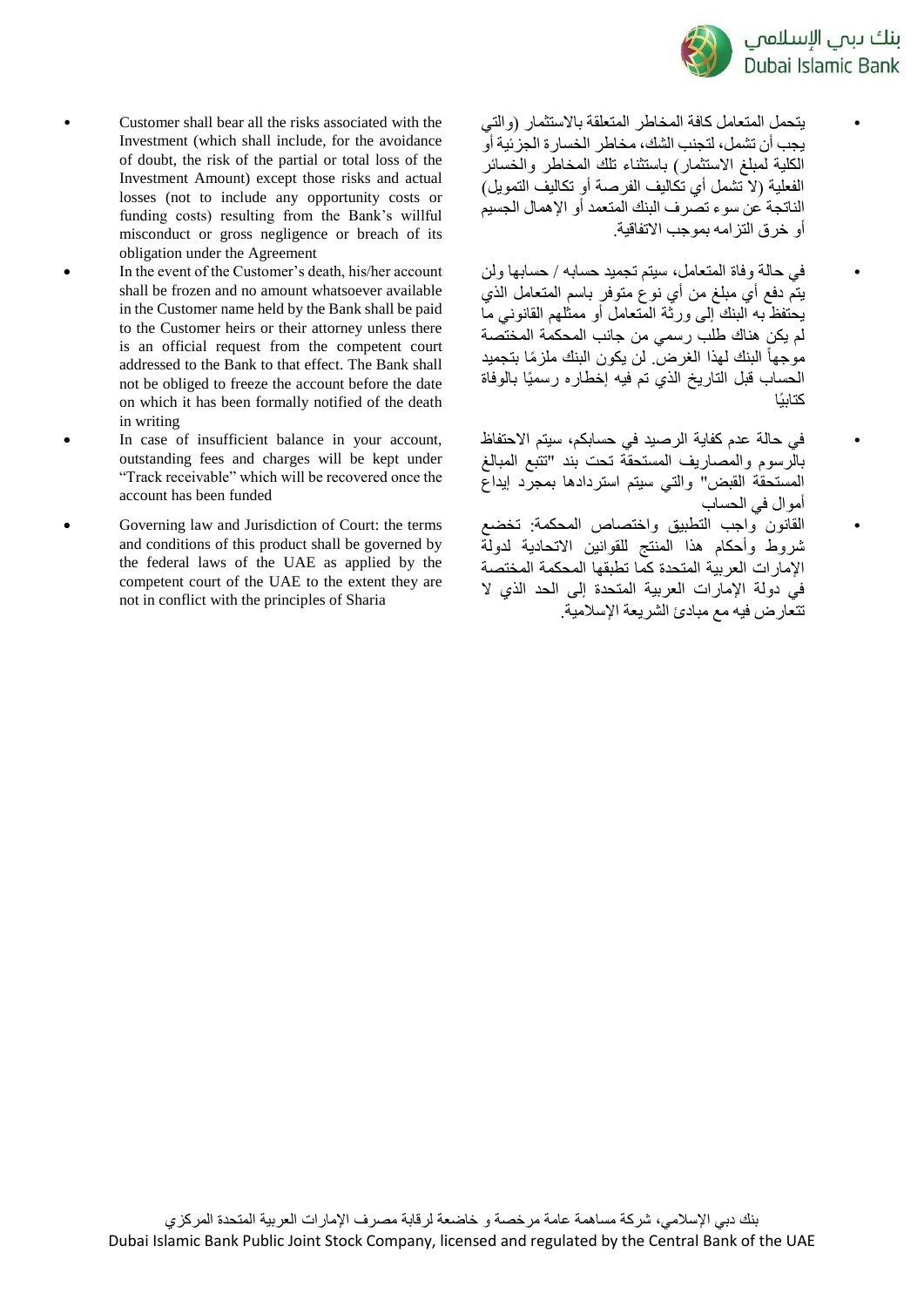- Customer shall bear all the risks associated with the Investment (which shall include, for the avoidance of doubt, the risk of the partial or total loss of the Investment Amount) except those risks and actual losses (not to include any opportunity costs or funding costs) resulting from the Bank's willful misconduct or gross negligence or breach of its obligation under the Agreement
- In the event of the Customer's death, his/her account shall be frozen and no amount whatsoever available in the Customer name held by the Bank shall be paid to the Customer heirs or their attorney unless there is an official request from the competent court addressed to the Bank to that effect. The Bank shall not be obliged to freeze the account before the date on which it has been formally notified of the death in writing
- In case of insufficient balance in your account, outstanding fees and charges will be kept under "Track receivable" which will be recovered once the account has been funded
- Governing law and Jurisdiction of Court: the terms and conditions of this product shall be governed by the federal laws of the UAE as applied by the competent court of the UAE to the extent they are not in conflict with the principles of Sharia

- يتحمل المتعامل كافة المخاطر المتعلقة بالاستثمار (والتي يجب أن تشمل، لتجنب الشك، مخاطر الخسارة الجزئية أو الكلية لمبلغ الاستثمار) باستثناء تلك المخاطر والخسائر الفعلية (لا تشمل أي تكاليف الفرصة أو تكاليف التمويل) الناتجة عن سوء تصرف البنك المتعمد أو الإهمال الجسيم أو خرق التزامه بموجب الاتفاقية.
- في حالة وفاة المتعامل، سيتم تجميد حسابه / حسابها ولن يتم دفع أي مبلغ من أي نوع متوفر باسم المتعامل الذي يحتفظ به البنك إلى ورثة المتعامل أو ممثلهم القانوني ما لم يكن هناك طلب رسمي من جانب المحكمة المختصة موجهاً البنك لهذا الغرض. لن يكون البنك ملزمًا بتجميد الحساب قبل التاريخ الذي تم فيه إخطاره رسميًا بالوفاة كتابيًا
- في حالة عدم كفاية الرصيد في حسابكم، سيتم الاحتفاظ بالرسوم والمصاريف المستحقة تحت بند "تتبع المبالغ المستحقة القبض" والتي سيتم استردادها بمجرد إيداع أموال في الحساب
- القانون واجب التطبيق واختصاص المحكمة: تخضع شروط وأحكام هذا المنتج للقوانين الاتحادية لدولة الإمارات العربية المتحدة كما تطبقها المحكمة المختصة في دولة الإمارات العربية المتحدة إلى الحد الذي لا تتعارض فيه مع مبادئ الشريعة الإسلامية.